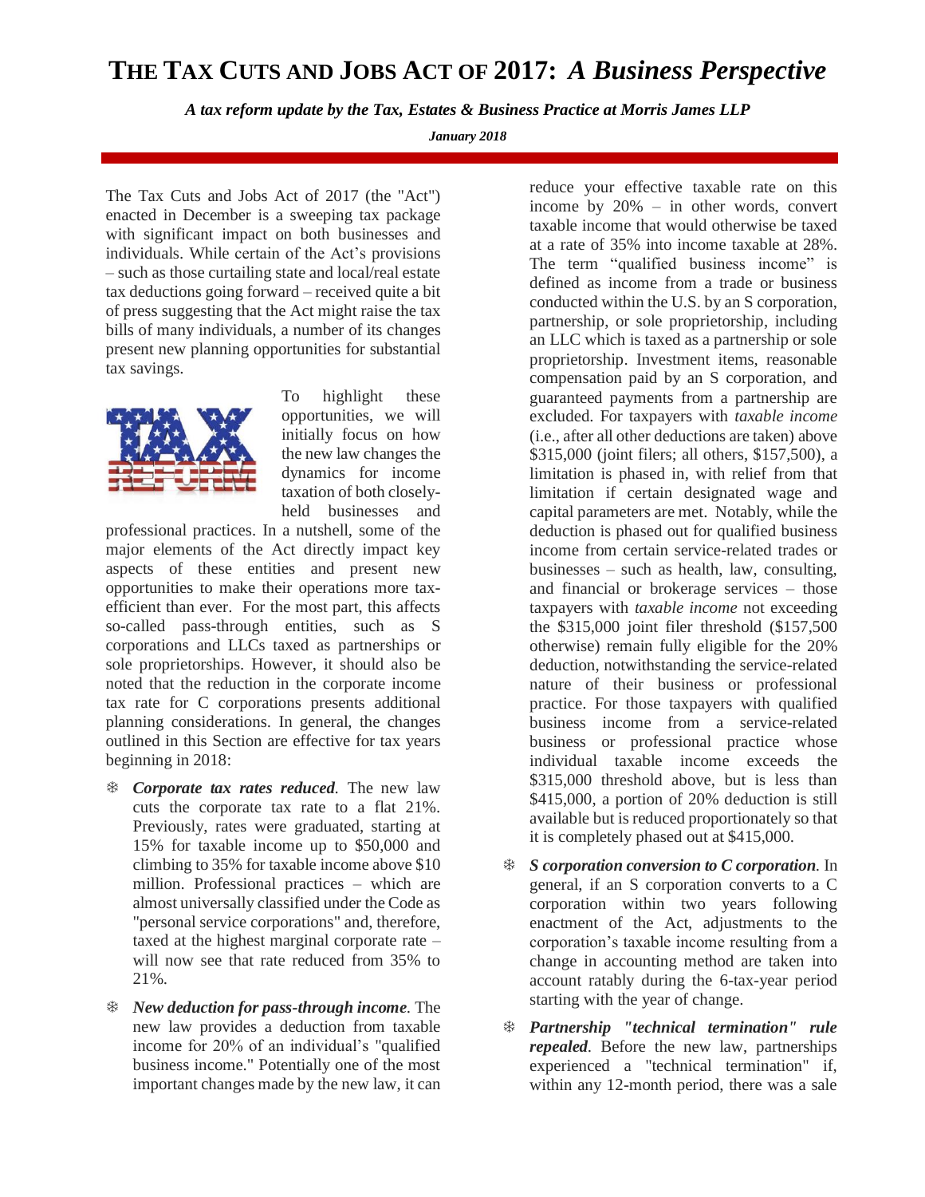# THE TAX CUTS AND JOBS ACT OF 2017: *A Business Perspective*

***A tax reform update by the Tax, Estates & Business Practice at Morris James LLP***

***January 2018***

The Tax Cuts and Jobs Act of 2017 (the "Act") enacted in December is a sweeping tax package with significant impact on both businesses and individuals. While certain of the Act's provisions – such as those curtailing state and local/real estate tax deductions going forward – received quite a bit of press suggesting that the Act might raise the tax bills of many individuals, a number of its changes present new planning opportunities for substantial tax savings.

To highlight these opportunities, we will initially focus on how the new law changes the dynamics for income taxation of both closely-held businesses and professional practices. In a nutshell, some of the major elements of the Act directly impact key aspects of these entities and present new opportunities to make their operations more tax-efficient than ever. For the most part, this affects so-called pass-through entities, such as S corporations and LLCs taxed as partnerships or sole proprietorships. However, it should also be noted that the reduction in the corporate income tax rate for C corporations presents additional planning considerations. In general, the changes outlined in this Section are effective for tax years beginning in 2018:

- ***Corporate tax rates reduced***. The new law cuts the corporate tax rate to a flat 21%. Previously, rates were graduated, starting at 15% for taxable income up to $50,000 and climbing to 35% for taxable income above $10 million. Professional practices – which are almost universally classified under the Code as "personal service corporations" and, therefore, taxed at the highest marginal corporate rate – will now see that rate reduced from 35% to 21%.

- ***New deduction for pass-through income***. The new law provides a deduction from taxable income for 20% of an individual's "qualified business income." Potentially one of the most important changes made by the new law, it can reduce your effective taxable rate on this income by 20% – in other words, convert taxable income that would otherwise be taxed at a rate of 35% into income taxable at 28%. The term "qualified business income" is defined as income from a trade or business conducted within the U.S. by an S corporation, partnership, or sole proprietorship, including an LLC which is taxed as a partnership or sole proprietorship. Investment items, reasonable compensation paid by an S corporation, and guaranteed payments from a partnership are excluded. For taxpayers with *taxable income* (i.e., after all other deductions are taken) above $315,000 (joint filers; all others, $157,500), a limitation is phased in, with relief from that limitation if certain designated wage and capital parameters are met. Notably, while the deduction is phased out for qualified business income from certain service-related trades or businesses – such as health, law, consulting, and financial or brokerage services – those taxpayers with *taxable income* not exceeding the $315,000 joint filer threshold ($157,500 otherwise) remain fully eligible for the 20% deduction, notwithstanding the service-related nature of their business or professional practice. For those taxpayers with qualified business income from a service-related business or professional practice whose individual taxable income exceeds the $315,000 threshold above, but is less than $415,000, a portion of 20% deduction is still available but is reduced proportionately so that it is completely phased out at $415,000.

- ***S corporation conversion to C corporation***. In general, if an S corporation converts to a C corporation within two years following enactment of the Act, adjustments to the corporation's taxable income resulting from a change in accounting method are taken into account ratably during the 6-tax-year period starting with the year of change.

- ***Partnership "technical termination" rule repealed***. Before the new law, partnerships experienced a "technical termination" if, within any 12-month period, there was a sale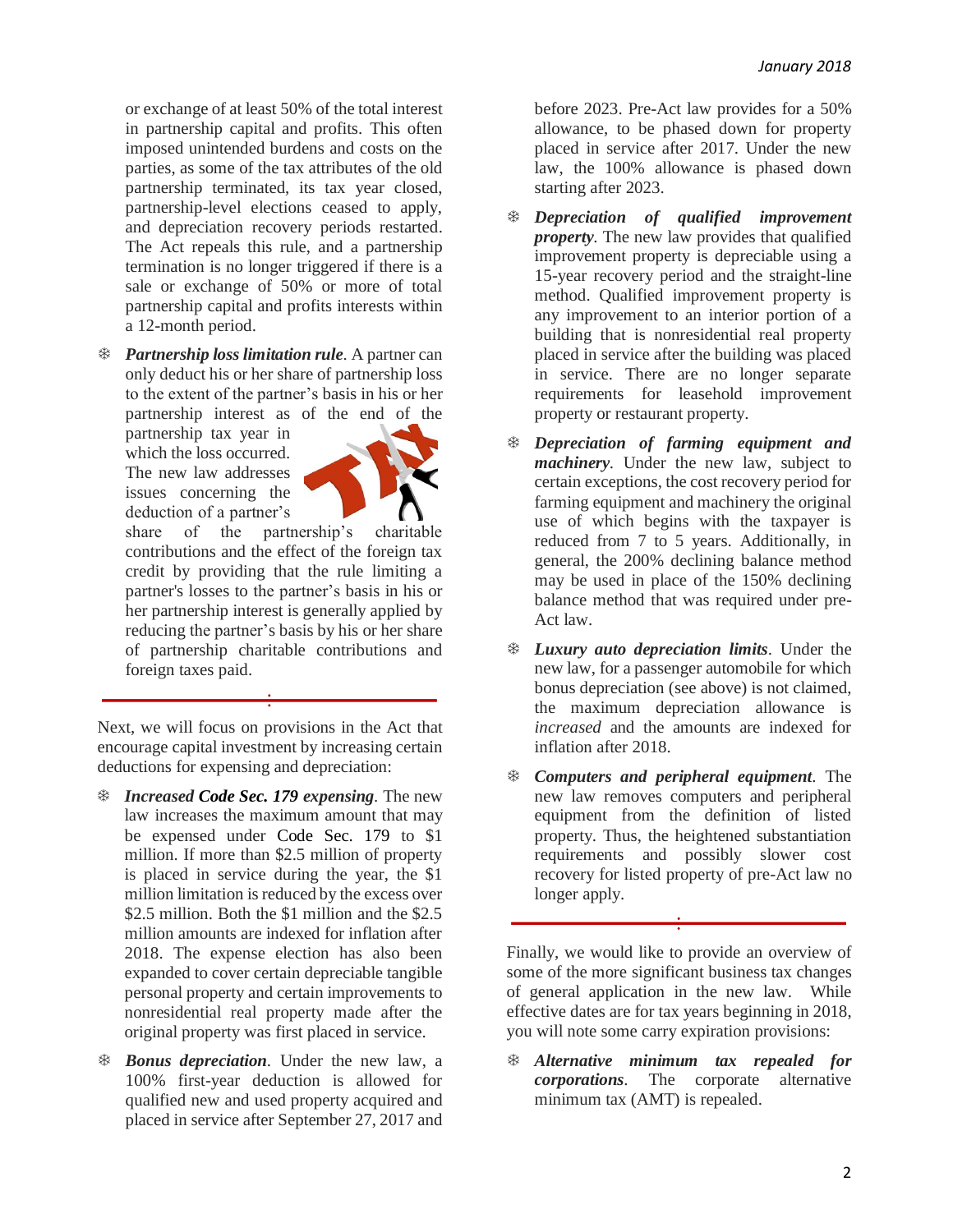or exchange of at least 50% of the total interest in partnership capital and profits. This often imposed unintended burdens and costs on the parties, as some of the tax attributes of the old partnership terminated, its tax year closed, partnership-level elections ceased to apply, and depreciation recovery periods restarted. The Act repeals this rule, and a partnership termination is no longer triggered if there is a sale or exchange of 50% or more of total partnership capital and profits interests within a 12-month period.

- ***Partnership loss limitation rule***. A partner can only deduct his or her share of partnership loss to the extent of the partner's basis in his or her partnership interest as of the end of the partnership tax year in which the loss occurred. The new law addresses issues concerning the deduction of a partner's share of the partnership's charitable contributions and the effect of the foreign tax credit by providing that the rule limiting a partner's losses to the partner's basis in his or her partnership interest is generally applied by reducing the partner's basis by his or her share of partnership charitable contributions and foreign taxes paid.

---

Next, we will focus on provisions in the Act that encourage capital investment by increasing certain deductions for expensing and depreciation:

- ***Increased Code Sec. 179 expensing***. The new law increases the maximum amount that may be expensed under Code Sec. 179 to $1 million. If more than $2.5 million of property is placed in service during the year, the $1 million limitation is reduced by the excess over $2.5 million. Both the $1 million and the $2.5 million amounts are indexed for inflation after 2018. The expense election has also been expanded to cover certain depreciable tangible personal property and certain improvements to nonresidential real property made after the original property was first placed in service.
- ***Bonus depreciation***. Under the new law, a 100% first-year deduction is allowed for qualified new and used property acquired and placed in service after September 27, 2017 and before 2023. Pre-Act law provides for a 50% allowance, to be phased down for property placed in service after 2017. Under the new law, the 100% allowance is phased down starting after 2023.
- ***Depreciation of qualified improvement property***. The new law provides that qualified improvement property is depreciable using a 15-year recovery period and the straight-line method. Qualified improvement property is any improvement to an interior portion of a building that is nonresidential real property placed in service after the building was placed in service. There are no longer separate requirements for leasehold improvement property or restaurant property.
- ***Depreciation of farming equipment and machinery***. Under the new law, subject to certain exceptions, the cost recovery period for farming equipment and machinery the original use of which begins with the taxpayer is reduced from 7 to 5 years. Additionally, in general, the 200% declining balance method may be used in place of the 150% declining balance method that was required under pre-Act law.
- ***Luxury auto depreciation limits***. Under the new law, for a passenger automobile for which bonus depreciation (see above) is not claimed, the maximum depreciation allowance is *increased* and the amounts are indexed for inflation after 2018.
- ***Computers and peripheral equipment***. The new law removes computers and peripheral equipment from the definition of listed property. Thus, the heightened substantiation requirements and possibly slower cost recovery for listed property of pre-Act law no longer apply.

---

Finally, we would like to provide an overview of some of the more significant business tax changes of general application in the new law. While effective dates are for tax years beginning in 2018, you will note some carry expiration provisions:

- ***Alternative minimum tax repealed for corporations***. The corporate alternative minimum tax (AMT) is repealed.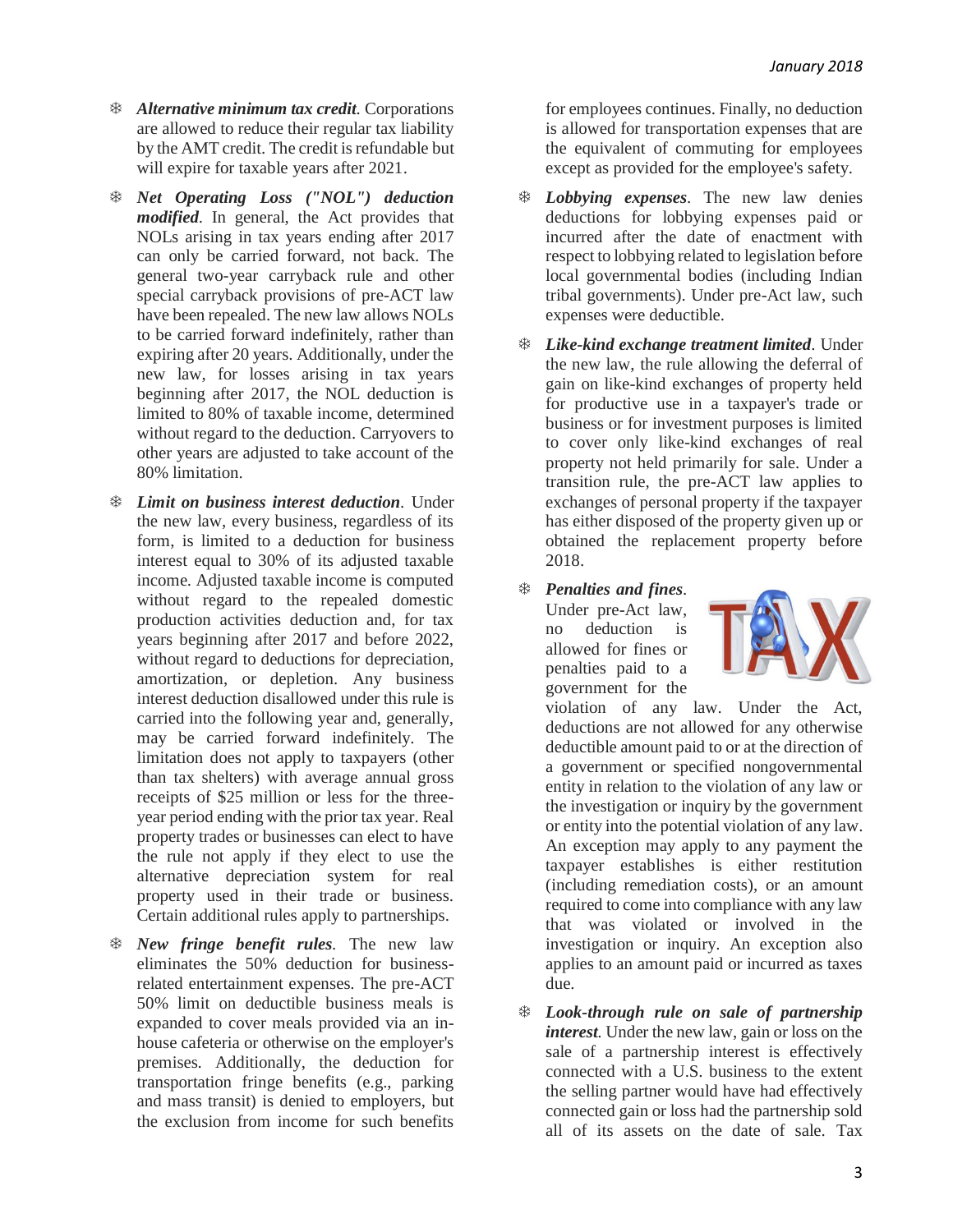- ***Alternative minimum tax credit***. Corporations are allowed to reduce their regular tax liability by the AMT credit. The credit is refundable but will expire for taxable years after 2021.

- ***Net Operating Loss ("NOL") deduction modified***. In general, the Act provides that NOLs arising in tax years ending after 2017 can only be carried forward, not back. The general two-year carryback rule and other special carryback provisions of pre-ACT law have been repealed. The new law allows NOLs to be carried forward indefinitely, rather than expiring after 20 years. Additionally, under the new law, for losses arising in tax years beginning after 2017, the NOL deduction is limited to 80% of taxable income, determined without regard to the deduction. Carryovers to other years are adjusted to take account of the 80% limitation.

- ***Limit on business interest deduction***. Under the new law, every business, regardless of its form, is limited to a deduction for business interest equal to 30% of its adjusted taxable income. Adjusted taxable income is computed without regard to the repealed domestic production activities deduction and, for tax years beginning after 2017 and before 2022, without regard to deductions for depreciation, amortization, or depletion. Any business interest deduction disallowed under this rule is carried into the following year and, generally, may be carried forward indefinitely. The limitation does not apply to taxpayers (other than tax shelters) with average annual gross receipts of $25 million or less for the three-year period ending with the prior tax year. Real property trades or businesses can elect to have the rule not apply if they elect to use the alternative depreciation system for real property used in their trade or business. Certain additional rules apply to partnerships.

- ***New fringe benefit rules***. The new law eliminates the 50% deduction for business-related entertainment expenses. The pre-ACT 50% limit on deductible business meals is expanded to cover meals provided via an in-house cafeteria or otherwise on the employer's premises. Additionally, the deduction for transportation fringe benefits (e.g., parking and mass transit) is denied to employers, but the exclusion from income for such benefits for employees continues. Finally, no deduction is allowed for transportation expenses that are the equivalent of commuting for employees except as provided for the employee's safety.

- ***Lobbying expenses***. The new law denies deductions for lobbying expenses paid or incurred after the date of enactment with respect to lobbying related to legislation before local governmental bodies (including Indian tribal governments). Under pre-Act law, such expenses were deductible.

- ***Like-kind exchange treatment limited***. Under the new law, the rule allowing the deferral of gain on like-kind exchanges of property held for productive use in a taxpayer's trade or business or for investment purposes is limited to cover only like-kind exchanges of real property not held primarily for sale. Under a transition rule, the pre-ACT law applies to exchanges of personal property if the taxpayer has either disposed of the property given up or obtained the replacement property before 2018.

- ***Penalties and fines***. Under pre-Act law, no deduction is allowed for fines or penalties paid to a government for the violation of any law. Under the Act, deductions are not allowed for any otherwise deductible amount paid to or at the direction of a government or specified nongovernmental entity in relation to the violation of any law or the investigation or inquiry by the government or entity into the potential violation of any law. An exception may apply to any payment the taxpayer establishes is either restitution (including remediation costs), or an amount required to come into compliance with any law that was violated or involved in the investigation or inquiry. An exception also applies to an amount paid or incurred as taxes due.

- ***Look-through rule on sale of partnership interest***. Under the new law, gain or loss on the sale of a partnership interest is effectively connected with a U.S. business to the extent the selling partner would have had effectively connected gain or loss had the partnership sold all of its assets on the date of sale. Tax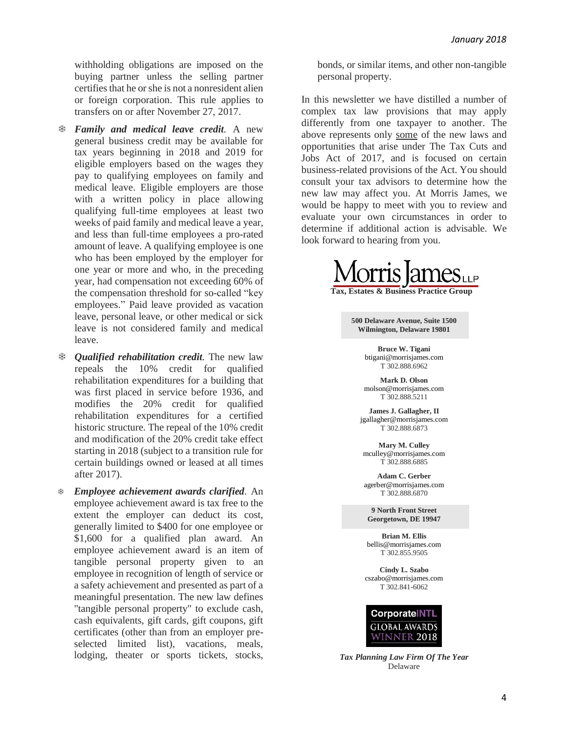withholding obligations are imposed on the buying partner unless the selling partner certifies that he or she is not a nonresident alien or foreign corporation. This rule applies to transfers on or after November 27, 2017.

- ***Family and medical leave credit***. A new general business credit may be available for tax years beginning in 2018 and 2019 for eligible employers based on the wages they pay to qualifying employees on family and medical leave. Eligible employers are those with a written policy in place allowing qualifying full-time employees at least two weeks of paid family and medical leave a year, and less than full-time employees a pro-rated amount of leave. A qualifying employee is one who has been employed by the employer for one year or more and who, in the preceding year, had compensation not exceeding 60% of the compensation threshold for so-called "key employees." Paid leave provided as vacation leave, personal leave, or other medical or sick leave is not considered family and medical leave.
- ***Qualified rehabilitation credit***. The new law repeals the 10% credit for qualified rehabilitation expenditures for a building that was first placed in service before 1936, and modifies the 20% credit for qualified rehabilitation expenditures for a certified historic structure. The repeal of the 10% credit and modification of the 20% credit take effect starting in 2018 (subject to a transition rule for certain buildings owned or leased at all times after 2017).
- ***Employee achievement awards clarified***. An employee achievement award is tax free to the extent the employer can deduct its cost, generally limited to $400 for one employee or $1,600 for a qualified plan award. An employee achievement award is an item of tangible personal property given to an employee in recognition of length of service or a safety achievement and presented as part of a meaningful presentation. The new law defines "tangible personal property" to exclude cash, cash equivalents, gift cards, gift coupons, gift certificates (other than from an employer pre-selected limited list), vacations, meals, lodging, theater or sports tickets, stocks, bonds, or similar items, and other non-tangible personal property.

In this newsletter we have distilled a number of complex tax law provisions that may apply differently from one taxpayer to another. The above represents only <u>some</u> of the new laws and opportunities that arise under The Tax Cuts and Jobs Act of 2017, and is focused on certain business-related provisions of the Act. You should consult your tax advisors to determine how the new law may affect you. At Morris James, we would be happy to meet with you to review and evaluate your own circumstances in order to determine if additional action is advisable. We look forward to hearing from you.

Morris James LLP

**Tax, Estates & Business Practice Group**

**500 Delaware Avenue, Suite 1500**
**Wilmington, Delaware 19801**

**Bruce W. Tigani**
btigani@morrisjames.com
T 302.888.6962

**Mark D. Olson**
molson@morrisjames.com
T 302.888.5211

**James J. Gallagher, II**
jgallagher@morrisjames.com
T 302.888.6873

**Mary M. Culley**
mculley@morrisjames.com
T 302.888.6885

**Adam C. Gerber**
agerber@morrisjames.com
T 302.888.6870

**9 North Front Street**
**Georgetown, DE 19947**

**Brian M. Ellis**
bellis@morrisjames.com
T 302.855.9505

**Cindy L. Szabo**
cszabo@morrisjames.com
T 302.841-6062

CorporateINTL
GLOBAL AWARDS
WINNER 2018

***Tax Planning Law Firm Of The Year***
Delaware